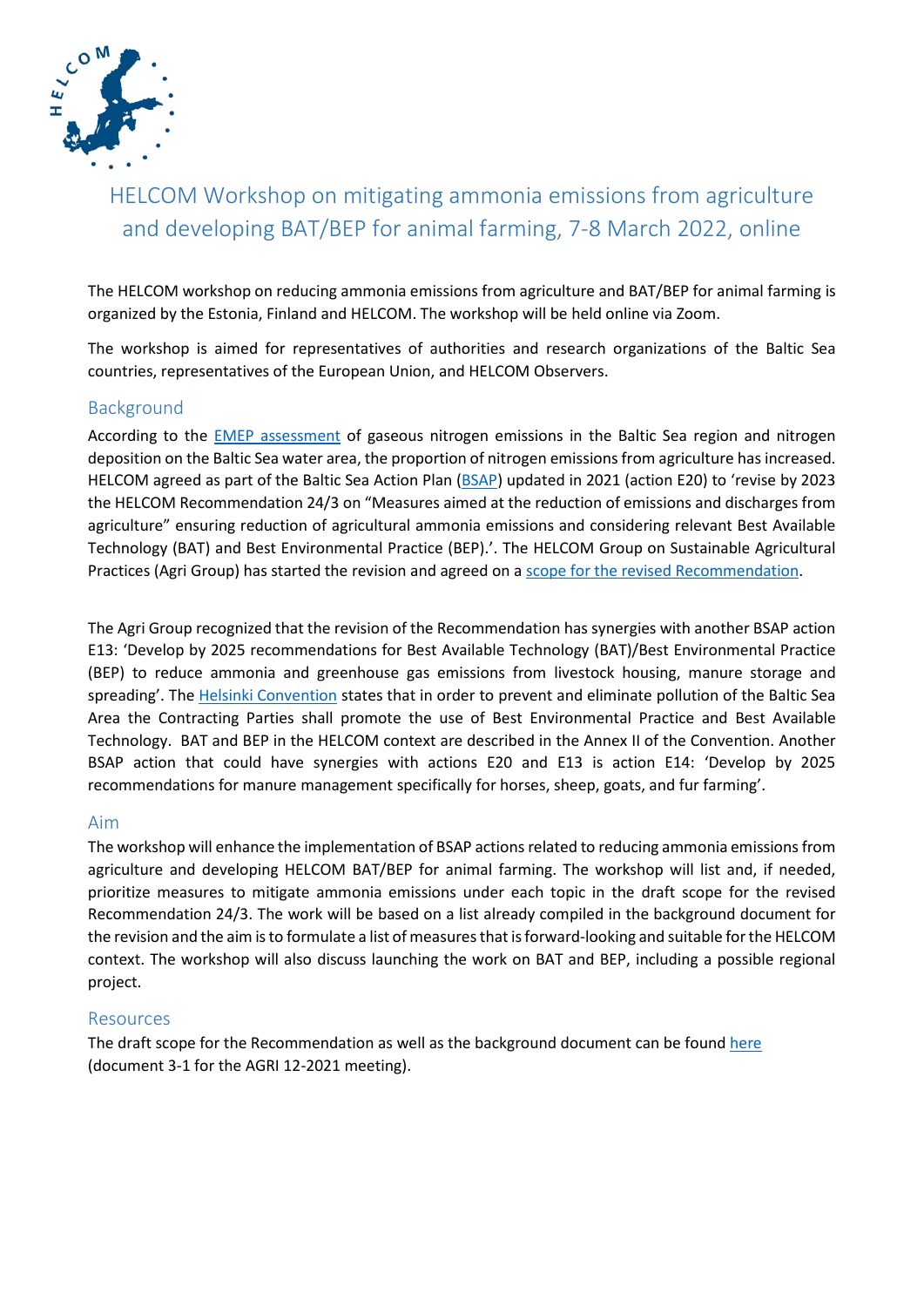# HELCOM Workshop on mitigating ammonia emissions from agriculture and developing BAT/BEP for animal farming, 7-8 March 2022, online

The HELCOM workshop on reducing ammonia emissions from agriculture and BAT/BEP for animal farming is organized by the Estonia, Finland and HELCOM. The workshop will be held online via Zoom.

The workshop is aimed for representatives of authorities and research organizations of the Baltic Sea countries, representatives of the European Union, and HELCOM Observers.

## Background

According to the EMEP assessment of gaseous nitrogen emissions in the Baltic Sea region and nitrogen deposition on the Baltic Sea water area, the proportion of nitrogen emissions from agriculture has increased. HELCOM agreed as part of the Baltic Sea Action Plan (BSAP) updated in 2021 (action E20) to 'revise by 2023 the HELCOM Recommendation 24/3 on "Measures aimed at the reduction of emissions and discharges from agriculture" ensuring reduction of agricultural ammonia emissions and considering relevant Best Available Technology (BAT) and Best Environmental Practice (BEP).'. The HELCOM Group on Sustainable Agricultural Practices (Agri Group) has started the revision and agreed on a scope for the revised Recommendation.

The Agri Group recognized that the revision of the Recommendation has synergies with another BSAP action E13: 'Develop by 2025 recommendations for Best Available Technology (BAT)/Best Environmental Practice (BEP) to reduce ammonia and greenhouse gas emissions from livestock housing, manure storage and spreading'. The Helsinki Convention states that in order to prevent and eliminate pollution of the Baltic Sea Area the Contracting Parties shall promote the use of Best Environmental Practice and Best Available Technology. BAT and BEP in the HELCOM context are described in the Annex II of the Convention. Another BSAP action that could have synergies with actions E20 and E13 is action E14: 'Develop by 2025 recommendations for manure management specifically for horses, sheep, goats, and fur farming'.

## Aim

The workshop will enhance the implementation of BSAP actions related to reducing ammonia emissions from agriculture and developing HELCOM BAT/BEP for animal farming. The workshop will list and, if needed, prioritize measures to mitigate ammonia emissions under each topic in the draft scope for the revised Recommendation 24/3. The work will be based on a list already compiled in the background document for the revision and the aim is to formulate a list of measures that is forward-looking and suitable for the HELCOM context. The workshop will also discuss launching the work on BAT and BEP, including a possible regional project.

## Resources

The draft scope for the Recommendation as well as the background document can be found here (document 3-1 for the AGRI 12-2021 meeting).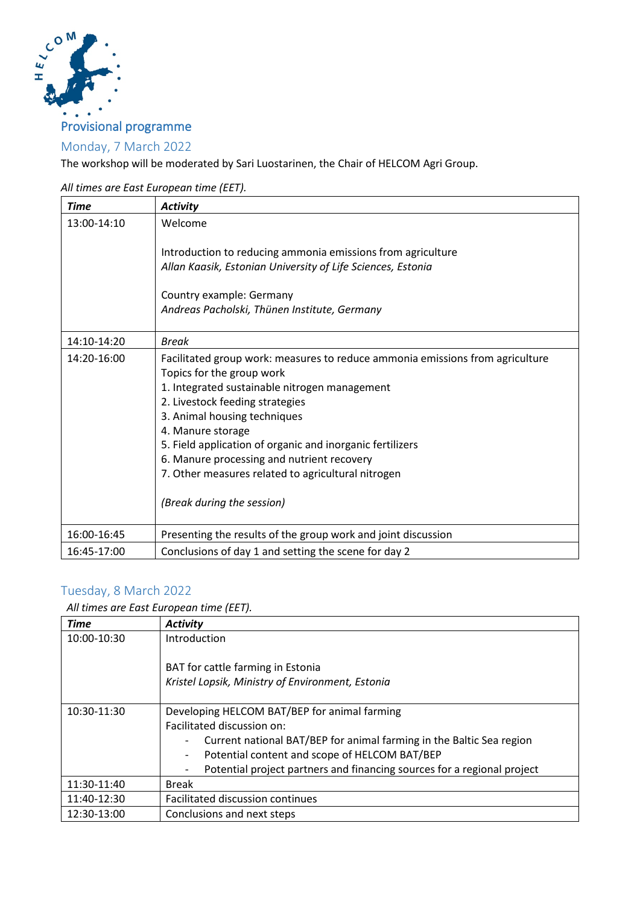## Provisional programme

### Monday, 7 March 2022

The workshop will be moderated by Sari Luostarinen, the Chair of HELCOM Agri Group.

*All times are East European time (EET).*

| ***Time*** | ***Activity*** |
| --- | --- |
| 13:00-14:10 | Welcome<br><br>Introduction to reducing ammonia emissions from agriculture<br>*Allan Kaasik, Estonian University of Life Sciences, Estonia*<br><br>Country example: Germany<br>*Andreas Pacholski, Thünen Institute, Germany* |
| 14:10-14:20 | *Break* |
| 14:20-16:00 | Facilitated group work: measures to reduce ammonia emissions from agriculture<br>Topics for the group work<br>1. Integrated sustainable nitrogen management<br>2. Livestock feeding strategies<br>3. Animal housing techniques<br>4. Manure storage<br>5. Field application of organic and inorganic fertilizers<br>6. Manure processing and nutrient recovery<br>7. Other measures related to agricultural nitrogen<br><br>*(Break during the session)* |
| 16:00-16:45 | Presenting the results of the group work and joint discussion |
| 16:45-17:00 | Conclusions of day 1 and setting the scene for day 2 |

### Tuesday, 8 March 2022

*All times are East European time (EET).*

| ***Time*** | ***Activity*** |
| --- | --- |
| 10:00-10:30 | Introduction<br><br>BAT for cattle farming in Estonia<br>*Kristel Lopsik, Ministry of Environment, Estonia* |
| 10:30-11:30 | Developing HELCOM BAT/BEP for animal farming<br>Facilitated discussion on:<br>- Current national BAT/BEP for animal farming in the Baltic Sea region<br>- Potential content and scope of HELCOM BAT/BEP<br>- Potential project partners and financing sources for a regional project |
| 11:30-11:40 | Break |
| 11:40-12:30 | Facilitated discussion continues |
| 12:30-13:00 | Conclusions and next steps |